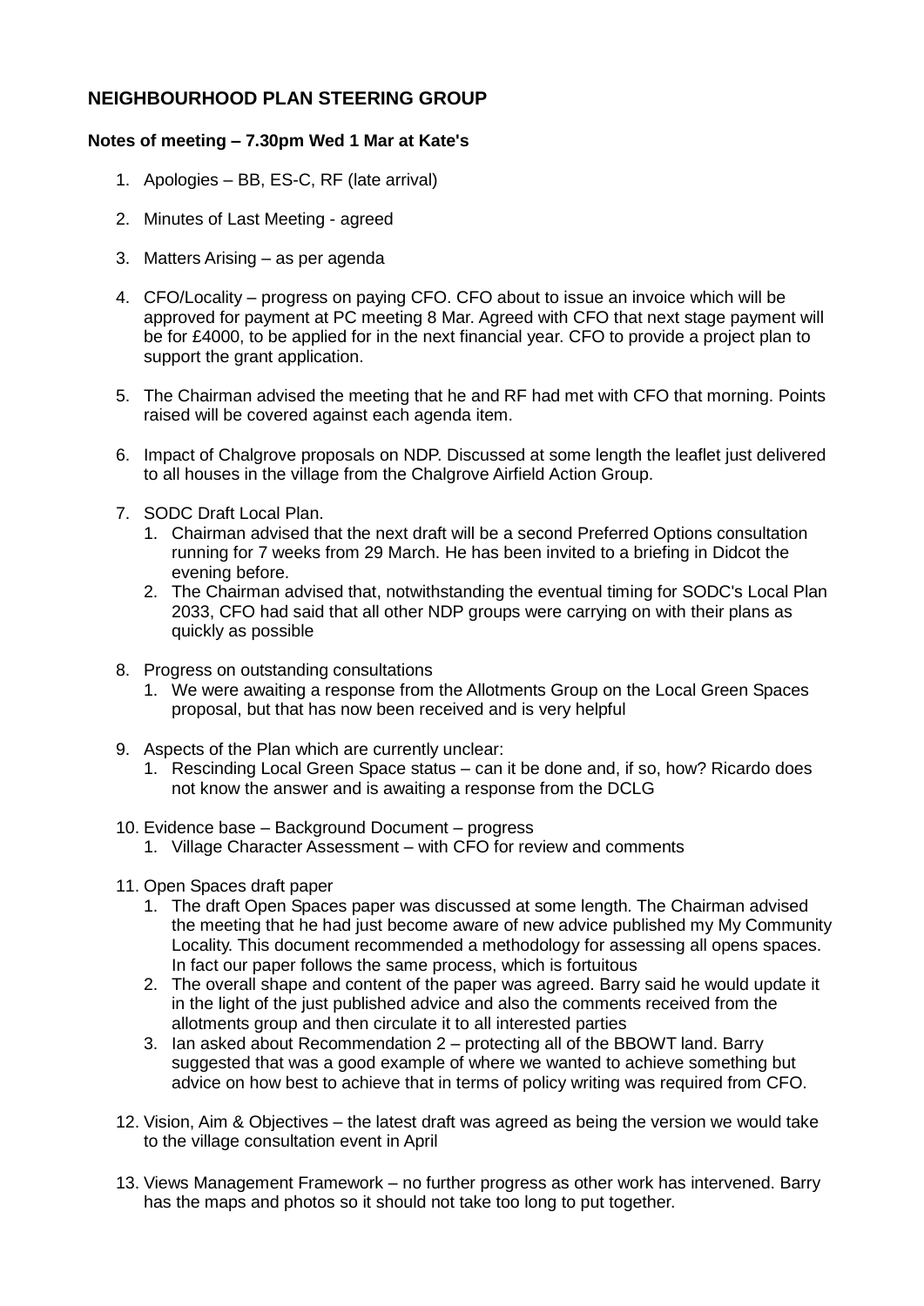## NEIGHBOURHOOD PLAN STEERING GROUP

**Notes of meeting – 7.30pm Wed 1 Mar at Kate's**

1. Apologies – BB, ES-C, RF (late arrival)

2. Minutes of Last Meeting - agreed

3. Matters Arising – as per agenda

4. CFO/Locality – progress on paying CFO. CFO about to issue an invoice which will be approved for payment at PC meeting 8 Mar. Agreed with CFO that next stage payment will be for £4000, to be applied for in the next financial year. CFO to provide a project plan to support the grant application.

5. The Chairman advised the meeting that he and RF had met with CFO that morning. Points raised will be covered against each agenda item.

6. Impact of Chalgrove proposals on NDP. Discussed at some length the leaflet just delivered to all houses in the village from the Chalgrove Airfield Action Group.

7. SODC Draft Local Plan.
   1. Chairman advised that the next draft will be a second Preferred Options consultation running for 7 weeks from 29 March. He has been invited to a briefing in Didcot the evening before.
   2. The Chairman advised that, notwithstanding the eventual timing for SODC's Local Plan 2033, CFO had said that all other NDP groups were carrying on with their plans as quickly as possible

8. Progress on outstanding consultations
   1. We were awaiting a response from the Allotments Group on the Local Green Spaces proposal, but that has now been received and is very helpful

9. Aspects of the Plan which are currently unclear:
   1. Rescinding Local Green Space status – can it be done and, if so, how? Ricardo does not know the answer and is awaiting a response from the DCLG

10. Evidence base – Background Document – progress
    1. Village Character Assessment – with CFO for review and comments

11. Open Spaces draft paper
    1. The draft Open Spaces paper was discussed at some length. The Chairman advised the meeting that he had just become aware of new advice published my My Community Locality. This document recommended a methodology for assessing all opens spaces. In fact our paper follows the same process, which is fortuitous
    2. The overall shape and content of the paper was agreed. Barry said he would update it in the light of the just published advice and also the comments received from the allotments group and then circulate it to all interested parties
    3. Ian asked about Recommendation 2 – protecting all of the BBOWT land. Barry suggested that was a good example of where we wanted to achieve something but advice on how best to achieve that in terms of policy writing was required from CFO.

12. Vision, Aim & Objectives – the latest draft was agreed as being the version we would take to the village consultation event in April

13. Views Management Framework – no further progress as other work has intervened. Barry has the maps and photos so it should not take too long to put together.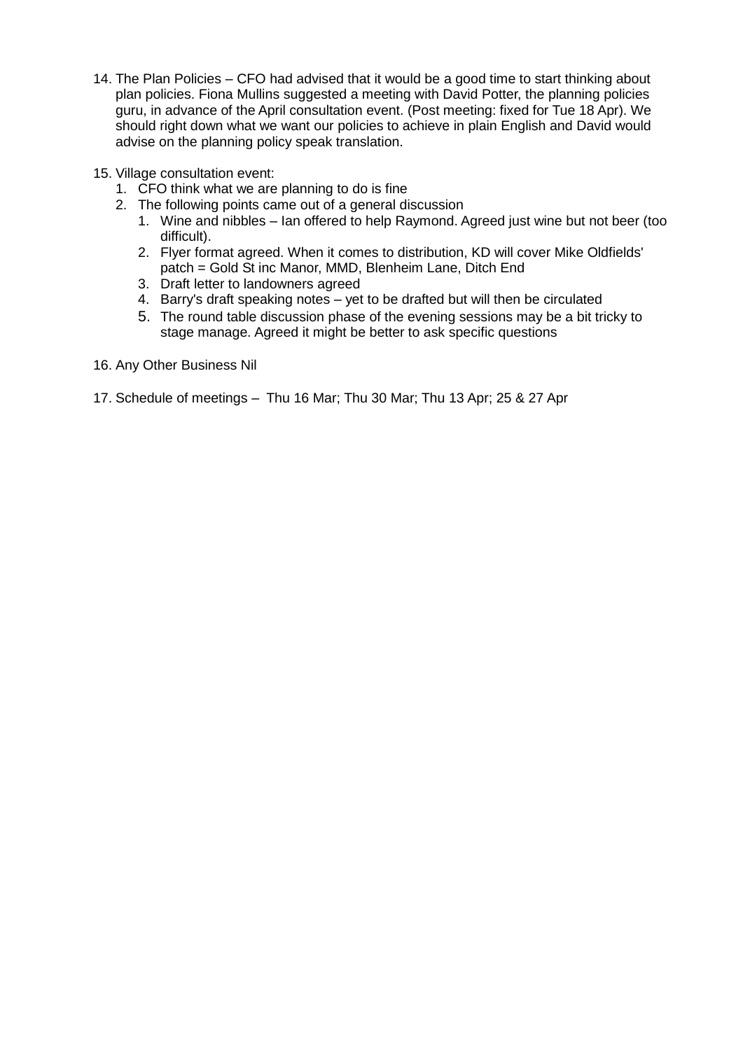14. The Plan Policies – CFO had advised that it would be a good time to start thinking about plan policies. Fiona Mullins suggested a meeting with David Potter, the planning policies guru, in advance of the April consultation event. (Post meeting: fixed for Tue 18 Apr). We should right down what we want our policies to achieve in plain English and David would advise on the planning policy speak translation.

15. Village consultation event:
    1. CFO think what we are planning to do is fine
    2. The following points came out of a general discussion
        1. Wine and nibbles – Ian offered to help Raymond. Agreed just wine but not beer (too difficult).
        2. Flyer format agreed. When it comes to distribution, KD will cover Mike Oldfields' patch = Gold St inc Manor, MMD, Blenheim Lane, Ditch End
        3. Draft letter to landowners agreed
        4. Barry's draft speaking notes – yet to be drafted but will then be circulated
        5. The round table discussion phase of the evening sessions may be a bit tricky to stage manage. Agreed it might be better to ask specific questions

16. Any Other Business Nil

17. Schedule of meetings – Thu 16 Mar; Thu 30 Mar; Thu 13 Apr; 25 & 27 Apr